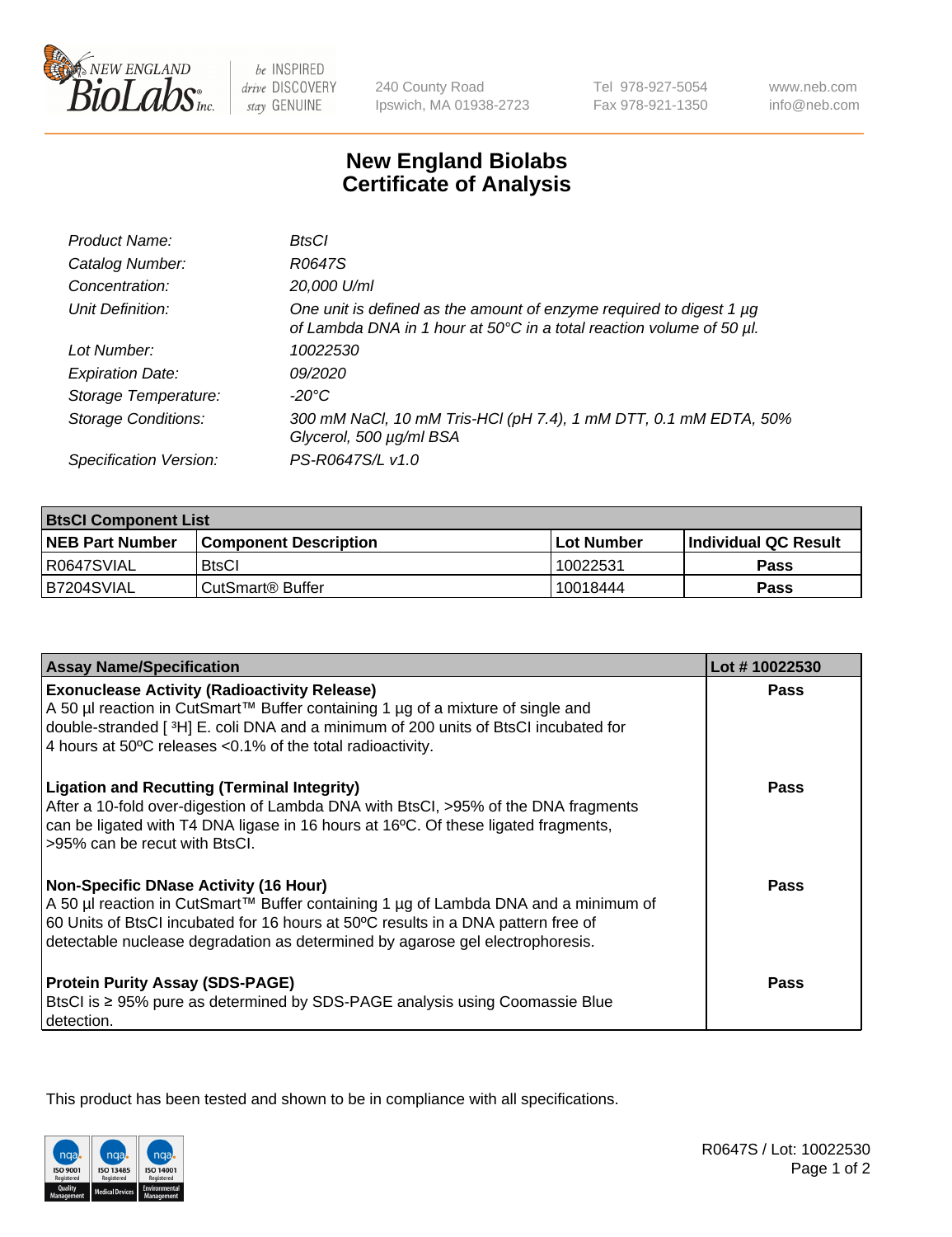# New England Biolabs
## Certificate of Analysis

| | |
|---|---|
| *Product Name:* | *BtsCI* |
| *Catalog Number:* | *R0647S* |
| *Concentration:* | *20,000 U/ml* |
| *Unit Definition:* | *One unit is defined as the amount of enzyme required to digest 1 µg of Lambda DNA in 1 hour at 50°C in a total reaction volume of 50 µl.* |
| *Lot Number:* | *10022530* |
| *Expiration Date:* | *09/2020* |
| *Storage Temperature:* | *-20°C* |
| *Storage Conditions:* | *300 mM NaCl, 10 mM Tris-HCl (pH 7.4), 1 mM DTT, 0.1 mM EDTA, 50% Glycerol, 500 µg/ml BSA* |
| *Specification Version:* | *PS-R0647S/L v1.0* |

| **BtsCI Component List** | | | |
|---|---|---|---|
| **NEB Part Number** | **Component Description** | **Lot Number** | **Individual QC Result** |
| R0647SVIAL | BtsCI | 10022531 | **Pass** |
| B7204SVIAL | CutSmart® Buffer | 10018444 | **Pass** |

| **Assay Name/Specification** | **Lot # 10022530** |
|---|---|
| **Exonuclease Activity (Radioactivity Release)** A 50 µl reaction in CutSmart™ Buffer containing 1 µg of a mixture of single and double-stranded [ $^3$H] E. coli DNA and a minimum of 200 units of BtsCI incubated for 4 hours at 50ºC releases <0.1% of the total radioactivity. | **Pass** |
| **Ligation and Recutting (Terminal Integrity)** After a 10-fold over-digestion of Lambda DNA with BtsCI, >95% of the DNA fragments can be ligated with T4 DNA ligase in 16 hours at 16ºC. Of these ligated fragments, >95% can be recut with BtsCI. | **Pass** |
| **Non-Specific DNase Activity (16 Hour)** A 50 µl reaction in CutSmart™ Buffer containing 1 µg of Lambda DNA and a minimum of 60 Units of BtsCI incubated for 16 hours at 50ºC results in a DNA pattern free of detectable nuclease degradation as determined by agarose gel electrophoresis. | **Pass** |
| **Protein Purity Assay (SDS-PAGE)** BtsCI is ≥ 95% pure as determined by SDS-PAGE analysis using Coomassie Blue detection. | **Pass** |

This product has been tested and shown to be in compliance with all specifications.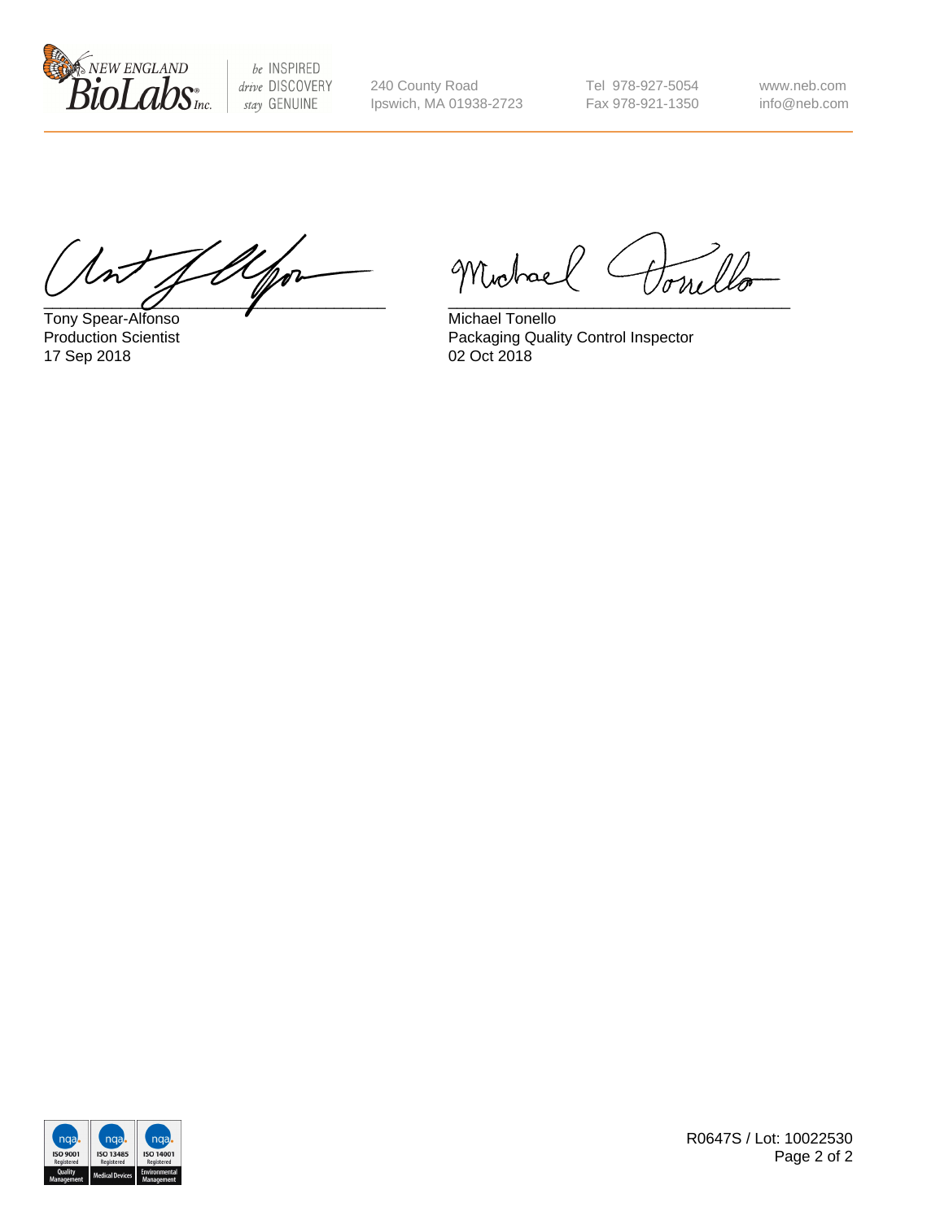NEW ENGLAND BioLabs® Inc.

be INSPIRED
drive DISCOVERY
stay GENUINE

240 County Road
Ipswich, MA 01938-2723

Tel 978-927-5054
Fax 978-921-1350

www.neb.com
info@neb.com

Tony Spear-Alfonso
Production Scientist
17 Sep 2018

Michael Tonello
Packaging Quality Control Inspector
02 Oct 2018

nqa ISO 9001 Registered Quality Management | nqa ISO 13485 Registered Medical Devices | nqa ISO 14001 Registered Environmental Management

R0647S / Lot: 10022530